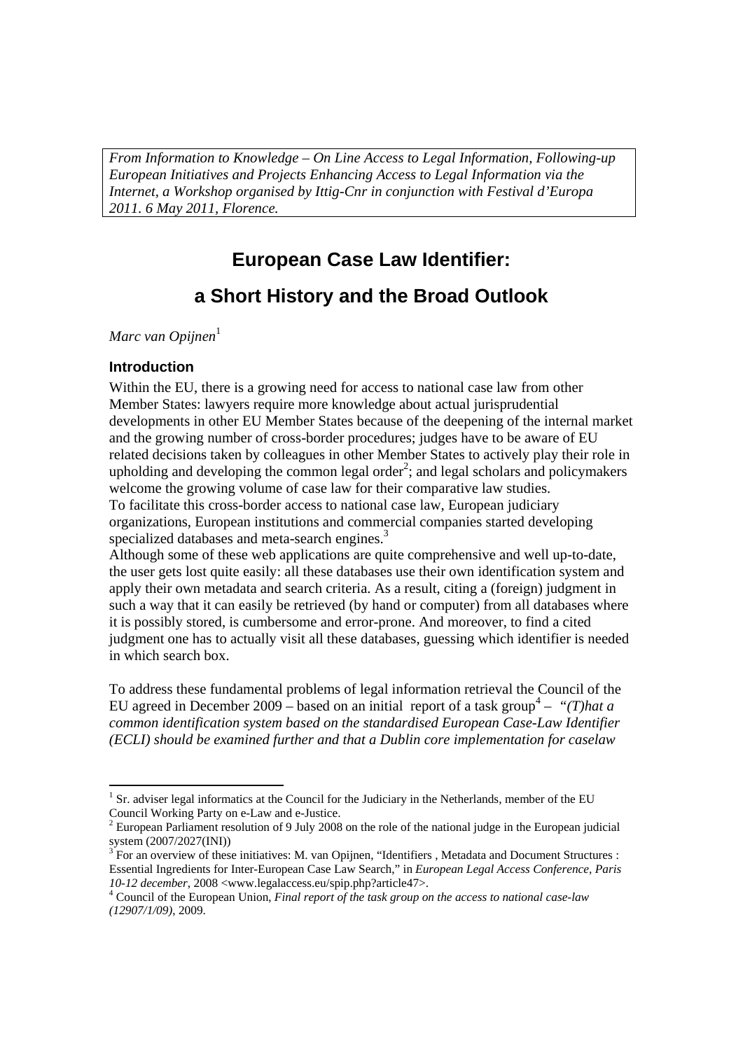*From Information to Knowledge – On Line Access to Legal Information, Following-up European Initiatives and Projects Enhancing Access to Legal Information via the Internet, a Workshop organised by Ittig-Cnr in conjunction with Festival d'Europa 2011. 6 May 2011, Florence.*

# European Case Law Identifier: a Short History and the Broad Outlook

*Marc van Opijnen*[1]

## Introduction

Within the EU, there is a growing need for access to national case law from other Member States: lawyers require more knowledge about actual jurisprudential developments in other EU Member States because of the deepening of the internal market and the growing number of cross-border procedures; judges have to be aware of EU related decisions taken by colleagues in other Member States to actively play their role in upholding and developing the common legal order[2]; and legal scholars and policymakers welcome the growing volume of case law for their comparative law studies.
To facilitate this cross-border access to national case law, European judiciary organizations, European institutions and commercial companies started developing specialized databases and meta-search engines.[3]
Although some of these web applications are quite comprehensive and well up-to-date, the user gets lost quite easily: all these databases use their own identification system and apply their own metadata and search criteria. As a result, citing a (foreign) judgment in such a way that it can easily be retrieved (by hand or computer) from all databases where it is possibly stored, is cumbersome and error-prone. And moreover, to find a cited judgment one has to actually visit all these databases, guessing which identifier is needed in which search box.

To address these fundamental problems of legal information retrieval the Council of the EU agreed in December 2009 – based on an initial report of a task group[4] – "*(T)hat a common identification system based on the standardised European Case-Law Identifier (ECLI) should be examined further and that a Dublin core implementation for caselaw*

---

[1] Sr. adviser legal informatics at the Council for the Judiciary in the Netherlands, member of the EU Council Working Party on e-Law and e-Justice.
[2] European Parliament resolution of 9 July 2008 on the role of the national judge in the European judicial system (2007/2027(INI))
[3] For an overview of these initiatives: M. van Opijnen, "Identifiers , Metadata and Document Structures : Essential Ingredients for Inter-European Case Law Search," in *European Legal Access Conference, Paris 10-12 december*, 2008 <www.legalaccess.eu/spip.php?article47>.
[4] Council of the European Union, *Final report of the task group on the access to national case-law (12907/1/09)*, 2009.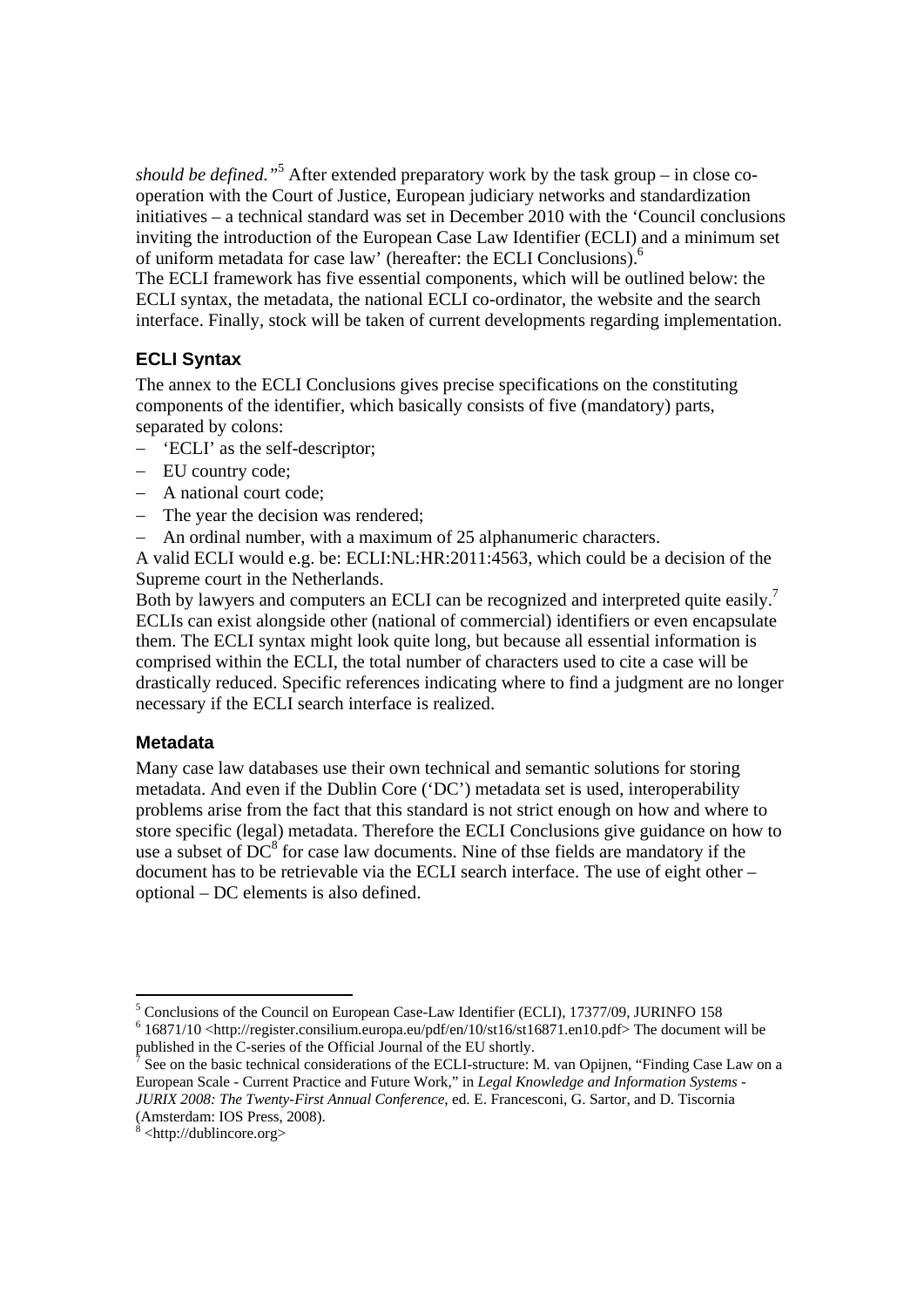*should be defined."*[5] After extended preparatory work by the task group – in close co-operation with the Court of Justice, European judiciary networks and standardization initiatives – a technical standard was set in December 2010 with the 'Council conclusions inviting the introduction of the European Case Law Identifier (ECLI) and a minimum set of uniform metadata for case law' (hereafter: the ECLI Conclusions).[6]

The ECLI framework has five essential components, which will be outlined below: the ECLI syntax, the metadata, the national ECLI co-ordinator, the website and the search interface. Finally, stock will be taken of current developments regarding implementation.

## ECLI Syntax

The annex to the ECLI Conclusions gives precise specifications on the constituting components of the identifier, which basically consists of five (mandatory) parts, separated by colons:

– 'ECLI' as the self-descriptor;
– EU country code;
– A national court code;
– The year the decision was rendered;
– An ordinal number, with a maximum of 25 alphanumeric characters.

A valid ECLI would e.g. be: ECLI:NL:HR:2011:4563, which could be a decision of the Supreme court in the Netherlands.

Both by lawyers and computers an ECLI can be recognized and interpreted quite easily.[7] ECLIs can exist alongside other (national of commercial) identifiers or even encapsulate them. The ECLI syntax might look quite long, but because all essential information is comprised within the ECLI, the total number of characters used to cite a case will be drastically reduced. Specific references indicating where to find a judgment are no longer necessary if the ECLI search interface is realized.

## Metadata

Many case law databases use their own technical and semantic solutions for storing metadata. And even if the Dublin Core ('DC') metadata set is used, interoperability problems arise from the fact that this standard is not strict enough on how and where to store specific (legal) metadata. Therefore the ECLI Conclusions give guidance on how to use a subset of DC[8] for case law documents. Nine of thse fields are mandatory if the document has to be retrievable via the ECLI search interface. The use of eight other – optional – DC elements is also defined.

---

[5] Conclusions of the Council on European Case-Law Identifier (ECLI), 17377/09, JURINFO 158

[6] 16871/10 <http://register.consilium.europa.eu/pdf/en/10/st16/st16871.en10.pdf> The document will be published in the C-series of the Official Journal of the EU shortly.

[7] See on the basic technical considerations of the ECLI-structure: M. van Opijnen, "Finding Case Law on a European Scale - Current Practice and Future Work," in *Legal Knowledge and Information Systems - JURIX 2008: The Twenty-First Annual Conference*, ed. E. Francesconi, G. Sartor, and D. Tiscornia (Amsterdam: IOS Press, 2008).

[8] <http://dublincore.org>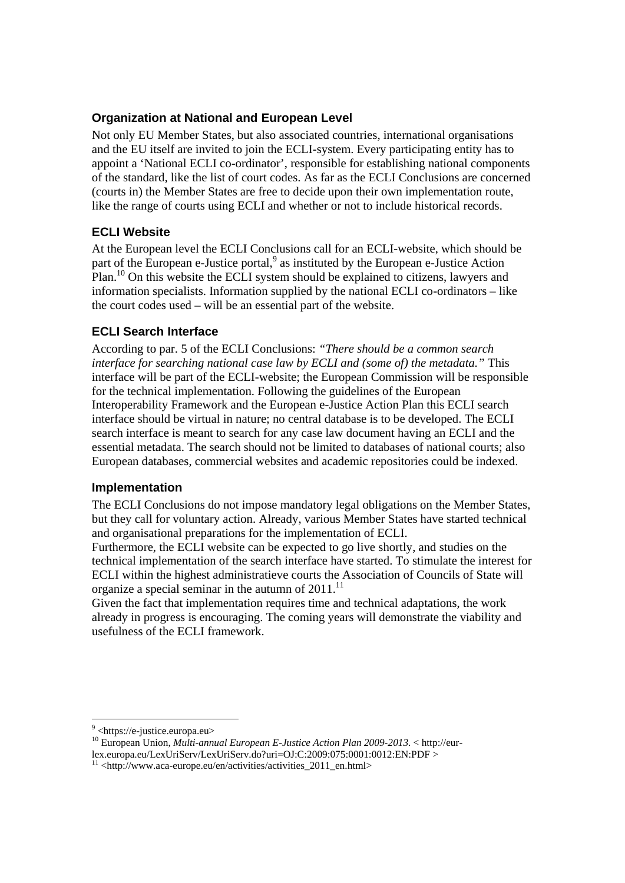### Organization at National and European Level

Not only EU Member States, but also associated countries, international organisations and the EU itself are invited to join the ECLI-system. Every participating entity has to appoint a 'National ECLI co-ordinator', responsible for establishing national components of the standard, like the list of court codes. As far as the ECLI Conclusions are concerned (courts in) the Member States are free to decide upon their own implementation route, like the range of courts using ECLI and whether or not to include historical records.

### ECLI Website

At the European level the ECLI Conclusions call for an ECLI-website, which should be part of the European e-Justice portal,[9] as instituted by the European e-Justice Action Plan.[10] On this website the ECLI system should be explained to citizens, lawyers and information specialists. Information supplied by the national ECLI co-ordinators – like the court codes used – will be an essential part of the website.

### ECLI Search Interface

According to par. 5 of the ECLI Conclusions: *"There should be a common search interface for searching national case law by ECLI and (some of) the metadata."* This interface will be part of the ECLI-website; the European Commission will be responsible for the technical implementation. Following the guidelines of the European Interoperability Framework and the European e-Justice Action Plan this ECLI search interface should be virtual in nature; no central database is to be developed. The ECLI search interface is meant to search for any case law document having an ECLI and the essential metadata. The search should not be limited to databases of national courts; also European databases, commercial websites and academic repositories could be indexed.

### Implementation

The ECLI Conclusions do not impose mandatory legal obligations on the Member States, but they call for voluntary action. Already, various Member States have started technical and organisational preparations for the implementation of ECLI.
Furthermore, the ECLI website can be expected to go live shortly, and studies on the technical implementation of the search interface have started. To stimulate the interest for ECLI within the highest administratieve courts the Association of Councils of State will organize a special seminar in the autumn of 2011.[11]
Given the fact that implementation requires time and technical adaptations, the work already in progress is encouraging. The coming years will demonstrate the viability and usefulness of the ECLI framework.

---

[9] <https://e-justice.europa.eu>
[10] European Union, *Multi-annual European E-Justice Action Plan 2009-2013*. < http://eur-lex.europa.eu/LexUriServ/LexUriServ.do?uri=OJ:C:2009:075:0001:0012:EN:PDF >
[11] <http://www.aca-europe.eu/en/activities/activities_2011_en.html>